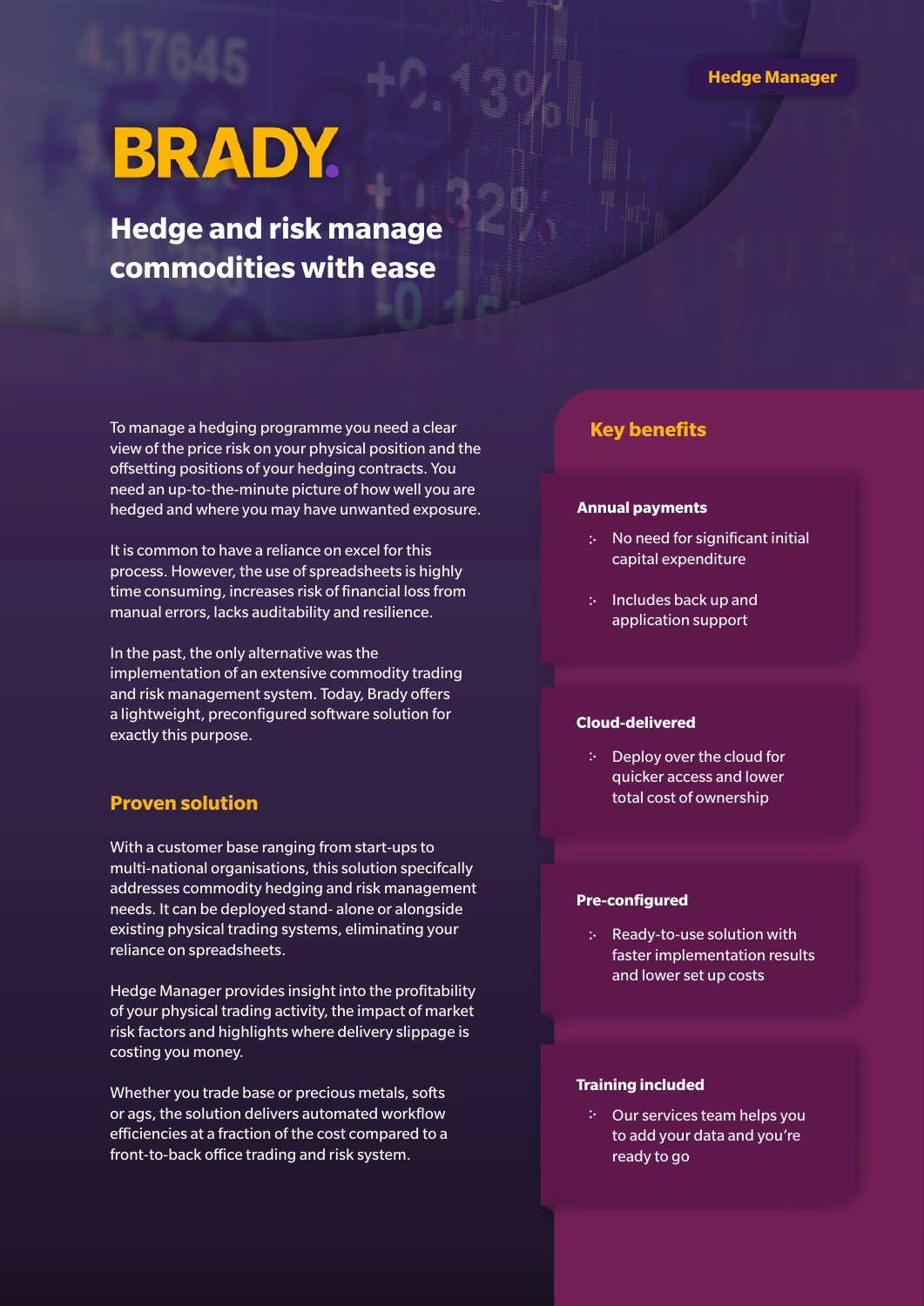Hedge Manager

# BRADY

## Hedge and risk manage commodities with ease

To manage a hedging programme you need a clear view of the price risk on your physical position and the offsetting positions of your hedging contracts. You need an up-to-the-minute picture of how well you are hedged and where you may have unwanted exposure.

It is common to have a reliance on excel for this process. However, the use of spreadsheets is highly time consuming, increases risk of financial loss from manual errors, lacks auditability and resilience.

In the past, the only alternative was the implementation of an extensive commodity trading and risk management system. Today, Brady offers a lightweight, preconfigured software solution for exactly this purpose.

### Proven solution

With a customer base ranging from start-ups to multi-national organisations, this solution specifcally addresses commodity hedging and risk management needs. It can be deployed stand- alone or alongside existing physical trading systems, eliminating your reliance on spreadsheets.

Hedge Manager provides insight into the profitability of your physical trading activity, the impact of market risk factors and highlights where delivery slippage is costing you money.

Whether you trade base or precious metals, softs or ags, the solution delivers automated workflow efficiencies at a fraction of the cost compared to a front-to-back office trading and risk system.

### Key benefits

**Annual payments**

- No need for significant initial capital expenditure
- Includes back up and application support

**Cloud-delivered**

- Deploy over the cloud for quicker access and lower total cost of ownership

**Pre-configured**

- Ready-to-use solution with faster implementation results and lower set up costs

**Training included**

- Our services team helps you to add your data and you're ready to go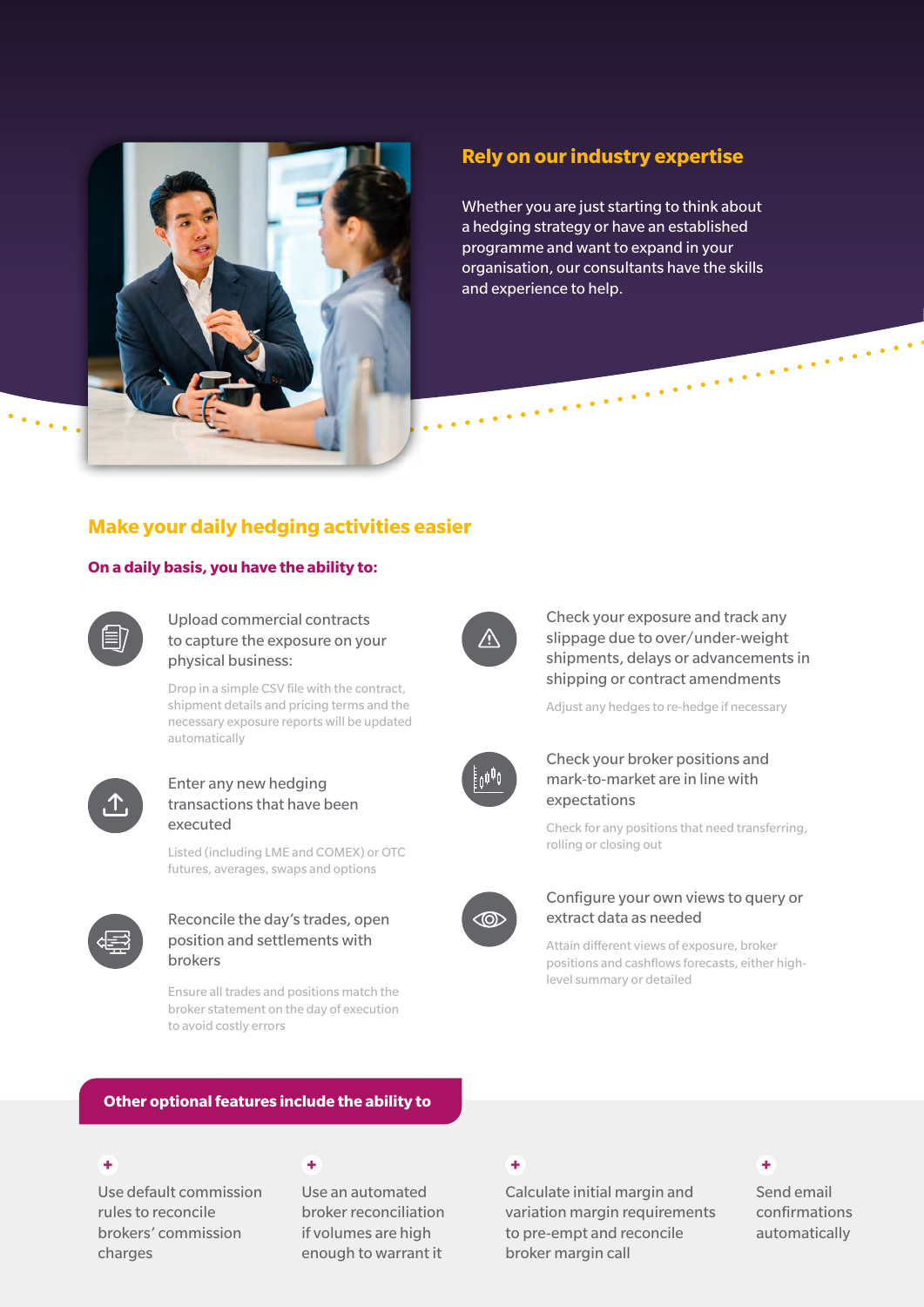## Rely on our industry expertise

Whether you are just starting to think about a hedging strategy or have an established programme and want to expand in your organisation, our consultants have the skills and experience to help.

## Make your daily hedging activities easier

### On a daily basis, you have the ability to:

Upload commercial contracts to capture the exposure on your physical business:

Drop in a simple CSV file with the contract, shipment details and pricing terms and the necessary exposure reports will be updated automatically

Enter any new hedging transactions that have been executed

Listed (including LME and COMEX) or OTC futures, averages, swaps and options

Reconcile the day's trades, open position and settlements with brokers

Ensure all trades and positions match the broker statement on the day of execution to avoid costly errors

Check your exposure and track any slippage due to over/under-weight shipments, delays or advancements in shipping or contract amendments

Adjust any hedges to re-hedge if necessary

Check your broker positions and mark-to-market are in line with expectations

Check for any positions that need transferring, rolling or closing out

Configure your own views to query or extract data as needed

Attain different views of exposure, broker positions and cashflows forecasts, either high-level summary or detailed

### Other optional features include the ability to

- Use default commission rules to reconcile brokers' commission charges
- Use an automated broker reconciliation if volumes are high enough to warrant it
- Calculate initial margin and variation margin requirements to pre-empt and reconcile broker margin call
- Send email confirmations automatically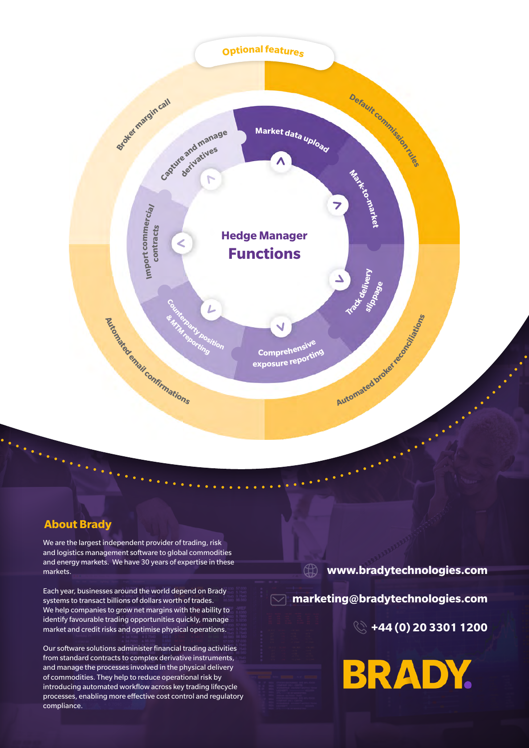Optional features

Broker margin call

Default commission rules

Automated broker reconciliations

Automated email confirmations

Hedge Manager **Functions**

Market data upload

Mark-to-market

Track delivery slippage

Comprehensive exposure reporting

Counterparty position & MTM reporting

Import commercial contracts

Capture and manage derivatives

## About Brady

We are the largest independent provider of trading, risk and logistics management software to global commodities and energy markets. We have 30 years of expertise in these markets.

Each year, businesses around the world depend on Brady systems to transact billions of dollars worth of trades. We help companies to grow net margins with the ability to identify favourable trading opportunities quickly, manage market and credit risks and optimise physical operations.

Our software solutions administer financial trading activities from standard contracts to complex derivative instruments, and manage the processes involved in the physical delivery of commodities. They help to reduce operational risk by introducing automated workflow across key trading lifecycle processes, enabling more effective cost control and regulatory compliance.

**www.bradytechnologies.com**

**marketing@bradytechnologies.com**

**+44 (0) 20 3301 1200**

BRADY